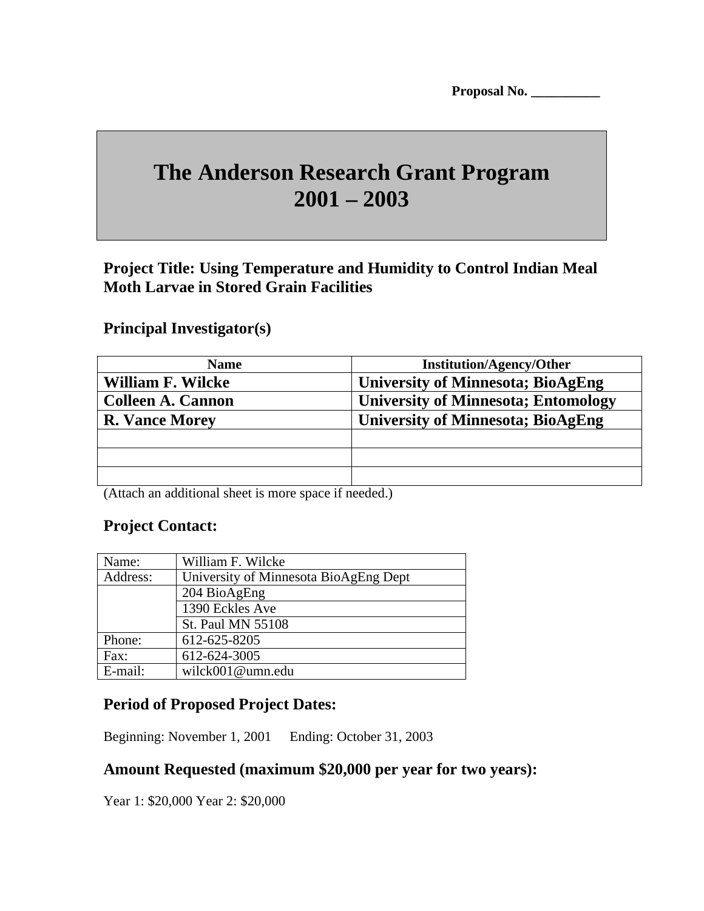Proposal No. __________

# The Anderson Research Grant Program
# 2001 – 2003

### Project Title: Using Temperature and Humidity to Control Indian Meal Moth Larvae in Stored Grain Facilities

## Principal Investigator(s)

| Name | Institution/Agency/Other |
|---|---|
| **William F. Wilcke** | **University of Minnesota; BioAgEng** |
| **Colleen A. Cannon** | **University of Minnesota; Entomology** |
| **R. Vance Morey** | **University of Minnesota; BioAgEng** |
| | |
| | |
| | |

(Attach an additional sheet is more space if needed.)

## Project Contact:

| Name: | William F. Wilcke |
|---|---|
| Address: | University of Minnesota BioAgEng Dept |
| | 204 BioAgEng |
| | 1390 Eckles Ave |
| | St. Paul MN 55108 |
| Phone: | 612-625-8205 |
| Fax: | 612-624-3005 |
| E-mail: | wilck001@umn.edu |

## Period of Proposed Project Dates:

Beginning: November 1, 2001 Ending: October 31, 2003

## Amount Requested (maximum $20,000 per year for two years):

Year 1: $20,000 Year 2: $20,000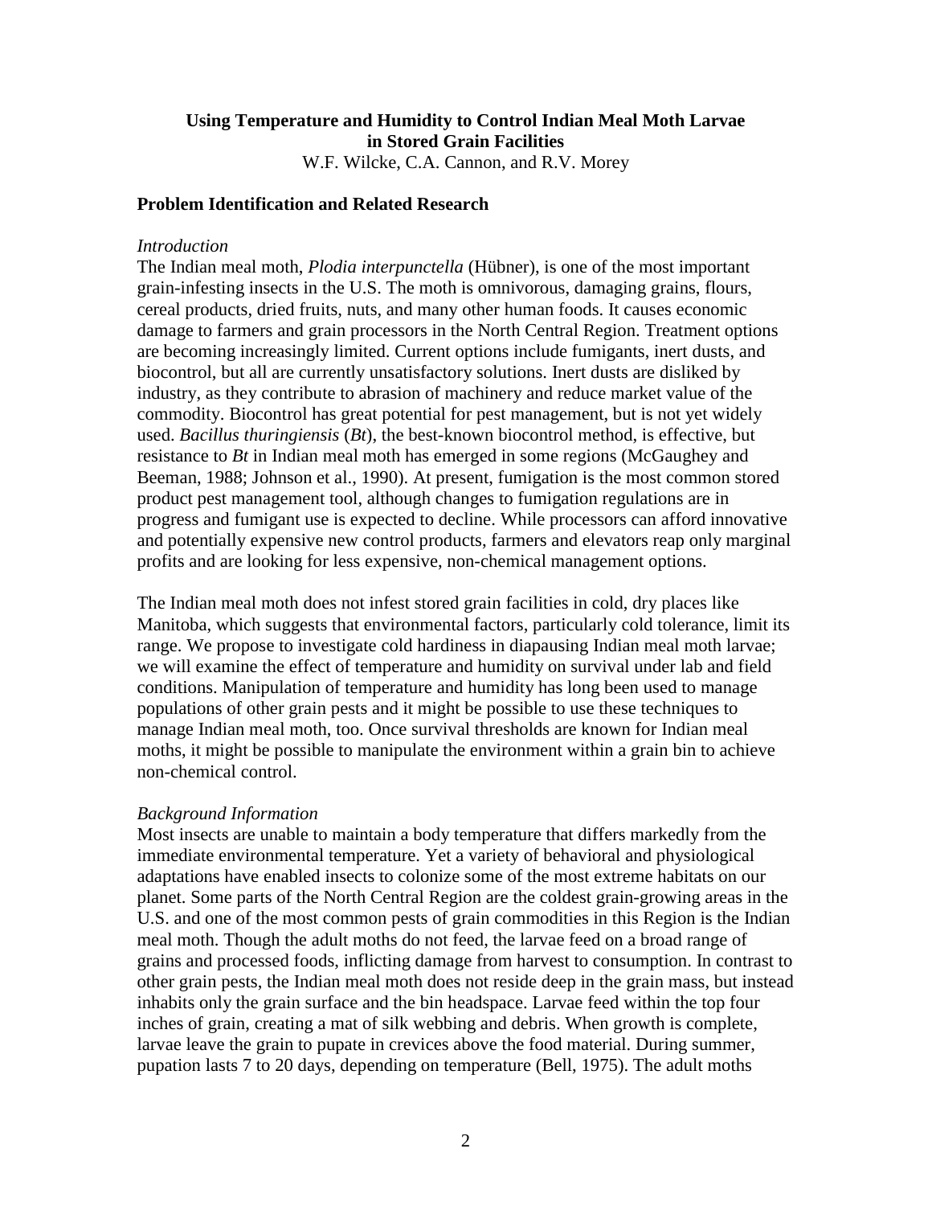**Using Temperature and Humidity to Control Indian Meal Moth Larvae in Stored Grain Facilities**

W.F. Wilcke, C.A. Cannon, and R.V. Morey

## Problem Identification and Related Research

### *Introduction*

The Indian meal moth, *Plodia interpunctella* (Hübner), is one of the most important grain-infesting insects in the U.S. The moth is omnivorous, damaging grains, flours, cereal products, dried fruits, nuts, and many other human foods. It causes economic damage to farmers and grain processors in the North Central Region. Treatment options are becoming increasingly limited. Current options include fumigants, inert dusts, and biocontrol, but all are currently unsatisfactory solutions. Inert dusts are disliked by industry, as they contribute to abrasion of machinery and reduce market value of the commodity. Biocontrol has great potential for pest management, but is not yet widely used. *Bacillus thuringiensis* (*Bt*), the best-known biocontrol method, is effective, but resistance to *Bt* in Indian meal moth has emerged in some regions (McGaughey and Beeman, 1988; Johnson et al., 1990). At present, fumigation is the most common stored product pest management tool, although changes to fumigation regulations are in progress and fumigant use is expected to decline. While processors can afford innovative and potentially expensive new control products, farmers and elevators reap only marginal profits and are looking for less expensive, non-chemical management options.

The Indian meal moth does not infest stored grain facilities in cold, dry places like Manitoba, which suggests that environmental factors, particularly cold tolerance, limit its range. We propose to investigate cold hardiness in diapausing Indian meal moth larvae; we will examine the effect of temperature and humidity on survival under lab and field conditions. Manipulation of temperature and humidity has long been used to manage populations of other grain pests and it might be possible to use these techniques to manage Indian meal moth, too. Once survival thresholds are known for Indian meal moths, it might be possible to manipulate the environment within a grain bin to achieve non-chemical control.

### *Background Information*

Most insects are unable to maintain a body temperature that differs markedly from the immediate environmental temperature. Yet a variety of behavioral and physiological adaptations have enabled insects to colonize some of the most extreme habitats on our planet. Some parts of the North Central Region are the coldest grain-growing areas in the U.S. and one of the most common pests of grain commodities in this Region is the Indian meal moth. Though the adult moths do not feed, the larvae feed on a broad range of grains and processed foods, inflicting damage from harvest to consumption. In contrast to other grain pests, the Indian meal moth does not reside deep in the grain mass, but instead inhabits only the grain surface and the bin headspace. Larvae feed within the top four inches of grain, creating a mat of silk webbing and debris. When growth is complete, larvae leave the grain to pupate in crevices above the food material. During summer, pupation lasts 7 to 20 days, depending on temperature (Bell, 1975). The adult moths